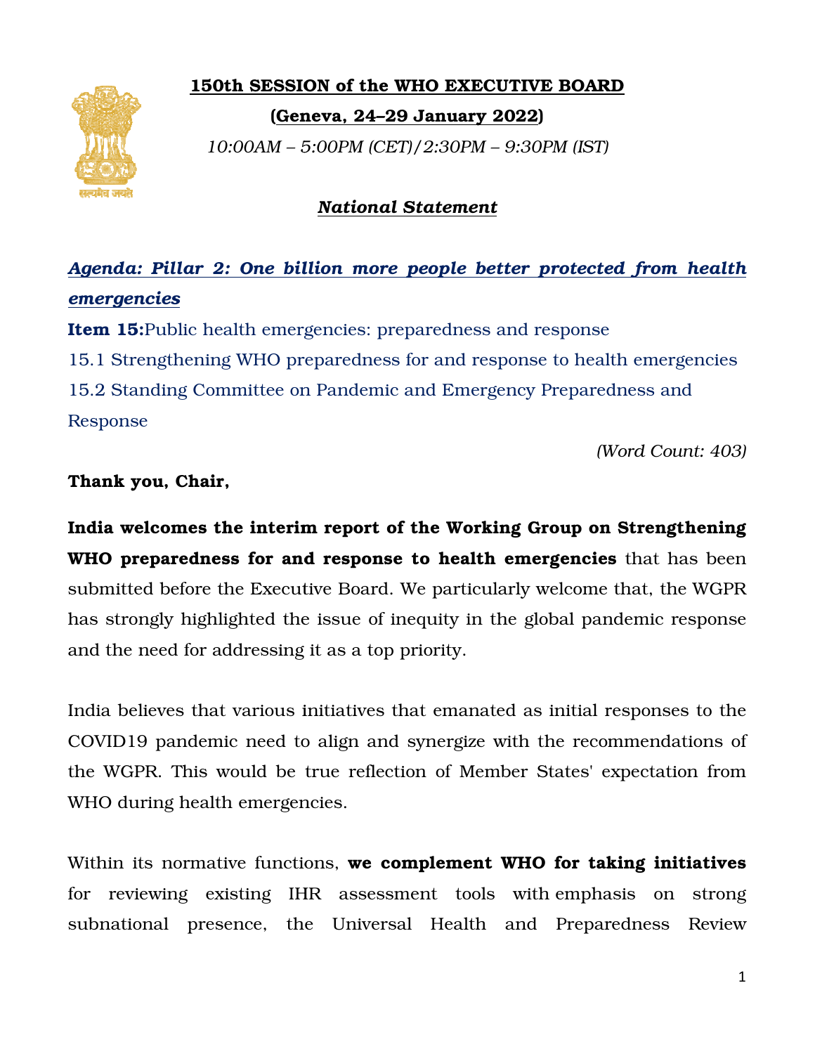**150th SESSION of the WHO EXECUTIVE BOARD**

**(Geneva, 24–29 January 2022)**

*10:00AM – 5:00PM (CET)/2:30PM – 9:30PM (IST)*

***National Statement***

***Agenda: Pillar 2: One billion more people better protected from health emergencies***

**Item 15:** Public health emergencies: preparedness and response

15.1 Strengthening WHO preparedness for and response to health emergencies

15.2 Standing Committee on Pandemic and Emergency Preparedness and Response

*(Word Count: 403)*

**Thank you, Chair,**

**India welcomes the interim report of the Working Group on Strengthening WHO preparedness for and response to health emergencies** that has been submitted before the Executive Board. We particularly welcome that, the WGPR has strongly highlighted the issue of inequity in the global pandemic response and the need for addressing it as a top priority.

India believes that various initiatives that emanated as initial responses to the COVID19 pandemic need to align and synergize with the recommendations of the WGPR. This would be true reflection of Member States' expectation from WHO during health emergencies.

Within its normative functions, **we complement WHO for taking initiatives** for reviewing existing IHR assessment tools with emphasis on strong subnational presence, the Universal Health and Preparedness Review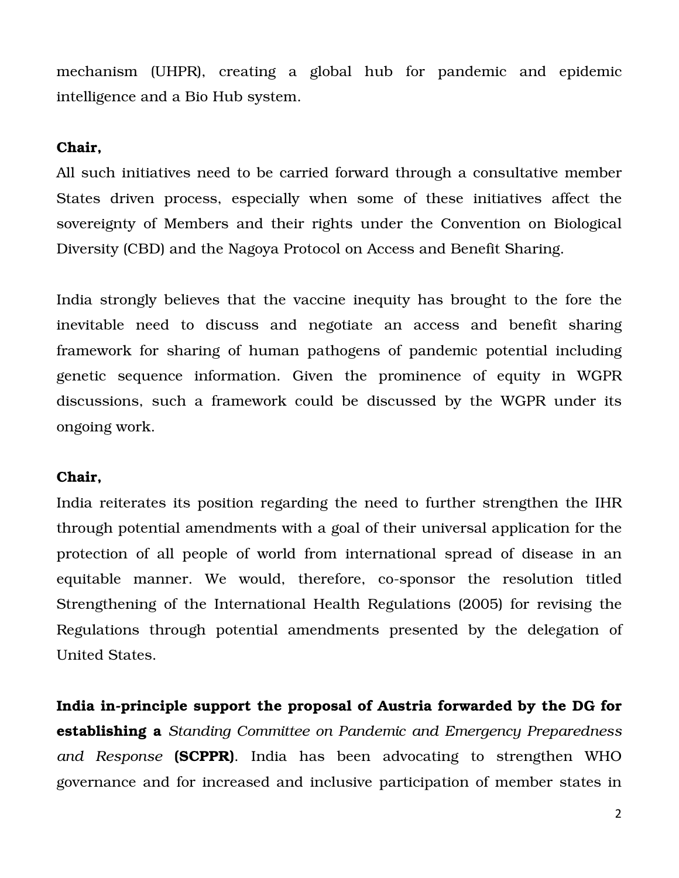mechanism (UHPR), creating a global hub for pandemic and epidemic intelligence and a Bio Hub system.

**Chair,**

All such initiatives need to be carried forward through a consultative member States driven process, especially when some of these initiatives affect the sovereignty of Members and their rights under the Convention on Biological Diversity (CBD) and the Nagoya Protocol on Access and Benefit Sharing.

India strongly believes that the vaccine inequity has brought to the fore the inevitable need to discuss and negotiate an access and benefit sharing framework for sharing of human pathogens of pandemic potential including genetic sequence information. Given the prominence of equity in WGPR discussions, such a framework could be discussed by the WGPR under its ongoing work.

**Chair,**

India reiterates its position regarding the need to further strengthen the IHR through potential amendments with a goal of their universal application for the protection of all people of world from international spread of disease in an equitable manner. We would, therefore, co-sponsor the resolution titled Strengthening of the International Health Regulations (2005) for revising the Regulations through potential amendments presented by the delegation of United States.

**India in-principle support the proposal of Austria forwarded by the DG for establishing a** *Standing Committee on Pandemic and Emergency Preparedness and Response* **(SCPPR)**. India has been advocating to strengthen WHO governance and for increased and inclusive participation of member states in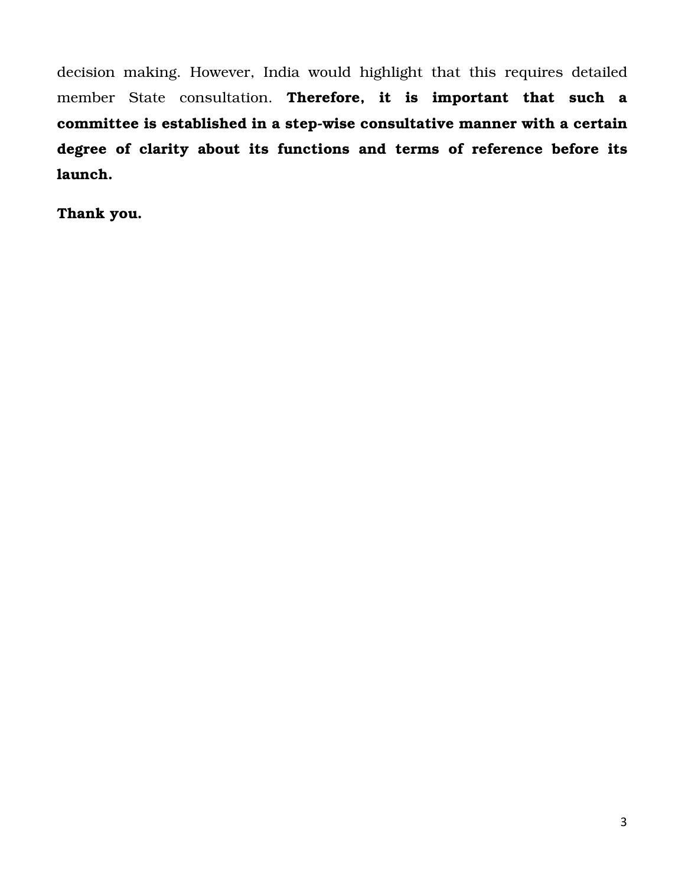decision making. However, India would highlight that this requires detailed member State consultation. **Therefore, it is important that such a committee is established in a step-wise consultative manner with a certain degree of clarity about its functions and terms of reference before its launch.**

**Thank you.**